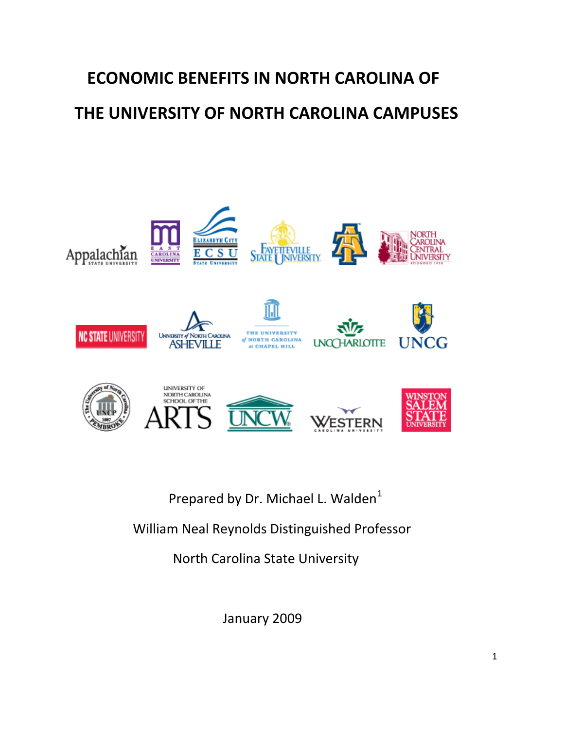# ECONOMIC BENEFITS IN NORTH CAROLINA OF THE UNIVERSITY OF NORTH CAROLINA CAMPUSES

Prepared by Dr. Michael L. Walden[1]

William Neal Reynolds Distinguished Professor

North Carolina State University

January 2009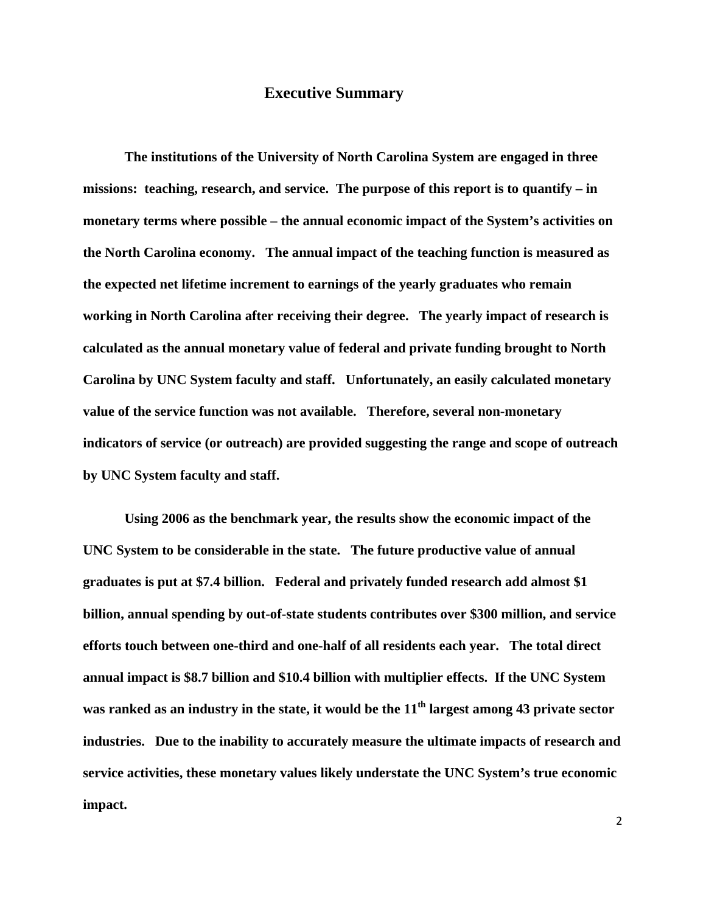# Executive Summary

**The institutions of the University of North Carolina System are engaged in three missions: teaching, research, and service. The purpose of this report is to quantify – in monetary terms where possible – the annual economic impact of the System's activities on the North Carolina economy. The annual impact of the teaching function is measured as the expected net lifetime increment to earnings of the yearly graduates who remain working in North Carolina after receiving their degree. The yearly impact of research is calculated as the annual monetary value of federal and private funding brought to North Carolina by UNC System faculty and staff. Unfortunately, an easily calculated monetary value of the service function was not available. Therefore, several non-monetary indicators of service (or outreach) are provided suggesting the range and scope of outreach by UNC System faculty and staff.**

**Using 2006 as the benchmark year, the results show the economic impact of the UNC System to be considerable in the state. The future productive value of annual graduates is put at $7.4 billion. Federal and privately funded research add almost $1 billion, annual spending by out-of-state students contributes over $300 million, and service efforts touch between one-third and one-half of all residents each year. The total direct annual impact is $8.7 billion and $10.4 billion with multiplier effects. If the UNC System was ranked as an industry in the state, it would be the 11$^{th}$ largest among 43 private sector industries. Due to the inability to accurately measure the ultimate impacts of research and service activities, these monetary values likely understate the UNC System's true economic impact.**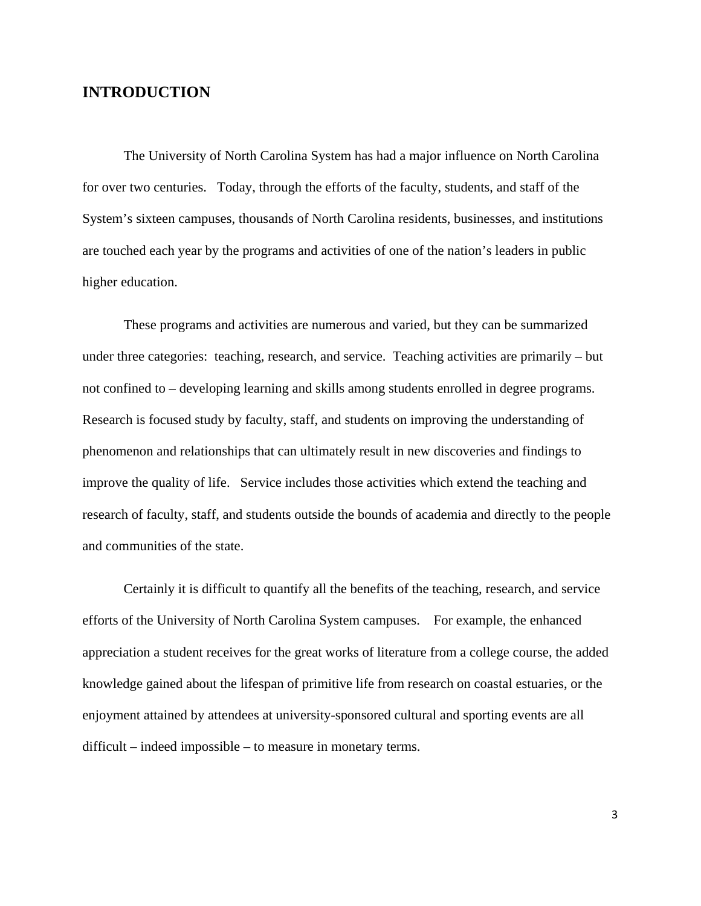## INTRODUCTION

The University of North Carolina System has had a major influence on North Carolina for over two centuries. Today, through the efforts of the faculty, students, and staff of the System's sixteen campuses, thousands of North Carolina residents, businesses, and institutions are touched each year by the programs and activities of one of the nation's leaders in public higher education.

These programs and activities are numerous and varied, but they can be summarized under three categories: teaching, research, and service. Teaching activities are primarily – but not confined to – developing learning and skills among students enrolled in degree programs. Research is focused study by faculty, staff, and students on improving the understanding of phenomenon and relationships that can ultimately result in new discoveries and findings to improve the quality of life. Service includes those activities which extend the teaching and research of faculty, staff, and students outside the bounds of academia and directly to the people and communities of the state.

Certainly it is difficult to quantify all the benefits of the teaching, research, and service efforts of the University of North Carolina System campuses. For example, the enhanced appreciation a student receives for the great works of literature from a college course, the added knowledge gained about the lifespan of primitive life from research on coastal estuaries, or the enjoyment attained by attendees at university-sponsored cultural and sporting events are all difficult – indeed impossible – to measure in monetary terms.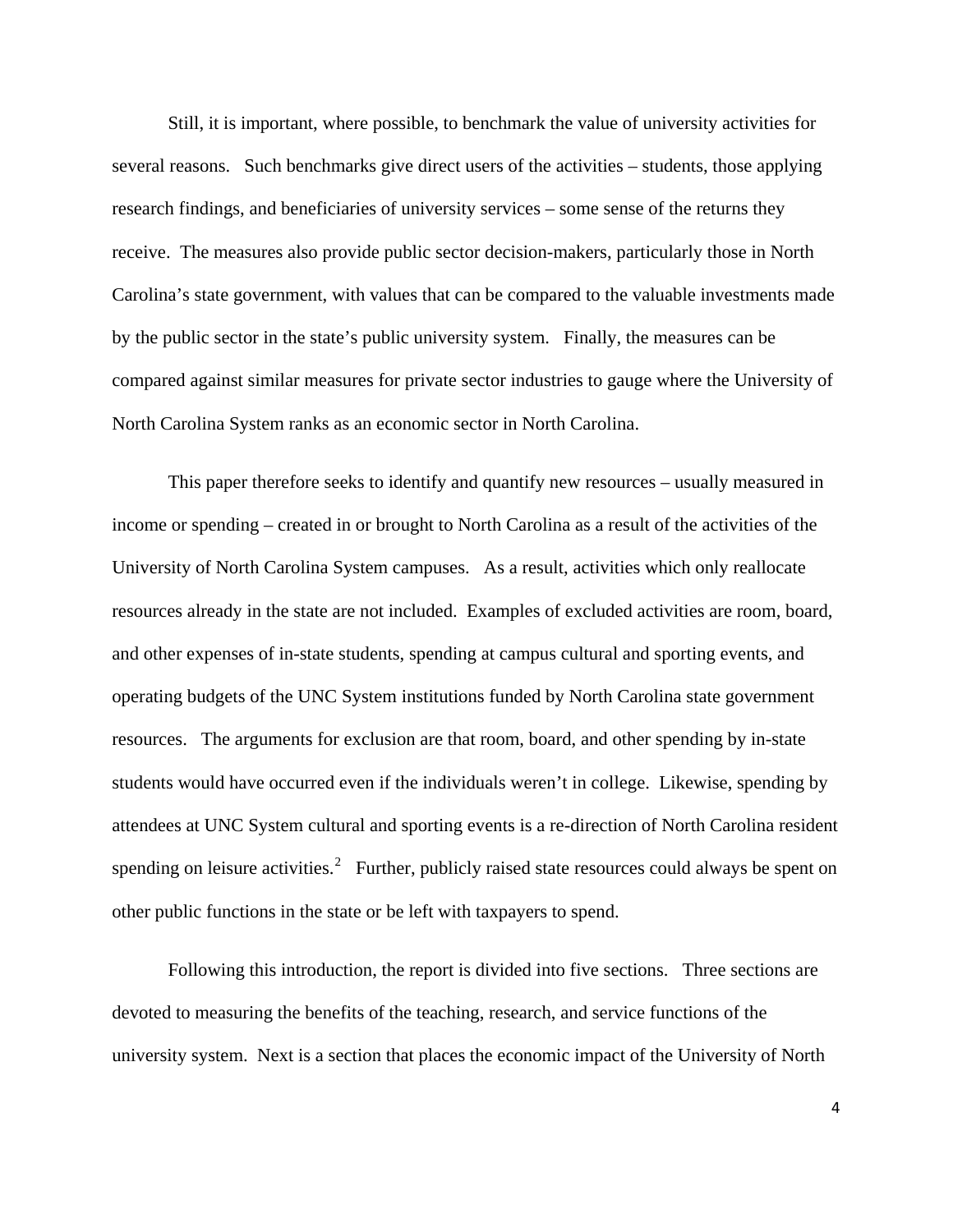Still, it is important, where possible, to benchmark the value of university activities for several reasons. Such benchmarks give direct users of the activities – students, those applying research findings, and beneficiaries of university services – some sense of the returns they receive. The measures also provide public sector decision-makers, particularly those in North Carolina's state government, with values that can be compared to the valuable investments made by the public sector in the state's public university system. Finally, the measures can be compared against similar measures for private sector industries to gauge where the University of North Carolina System ranks as an economic sector in North Carolina.

This paper therefore seeks to identify and quantify new resources – usually measured in income or spending – created in or brought to North Carolina as a result of the activities of the University of North Carolina System campuses. As a result, activities which only reallocate resources already in the state are not included. Examples of excluded activities are room, board, and other expenses of in-state students, spending at campus cultural and sporting events, and operating budgets of the UNC System institutions funded by North Carolina state government resources. The arguments for exclusion are that room, board, and other spending by in-state students would have occurred even if the individuals weren't in college. Likewise, spending by attendees at UNC System cultural and sporting events is a re-direction of North Carolina resident spending on leisure activities.[2] Further, publicly raised state resources could always be spent on other public functions in the state or be left with taxpayers to spend.

Following this introduction, the report is divided into five sections. Three sections are devoted to measuring the benefits of the teaching, research, and service functions of the university system. Next is a section that places the economic impact of the University of North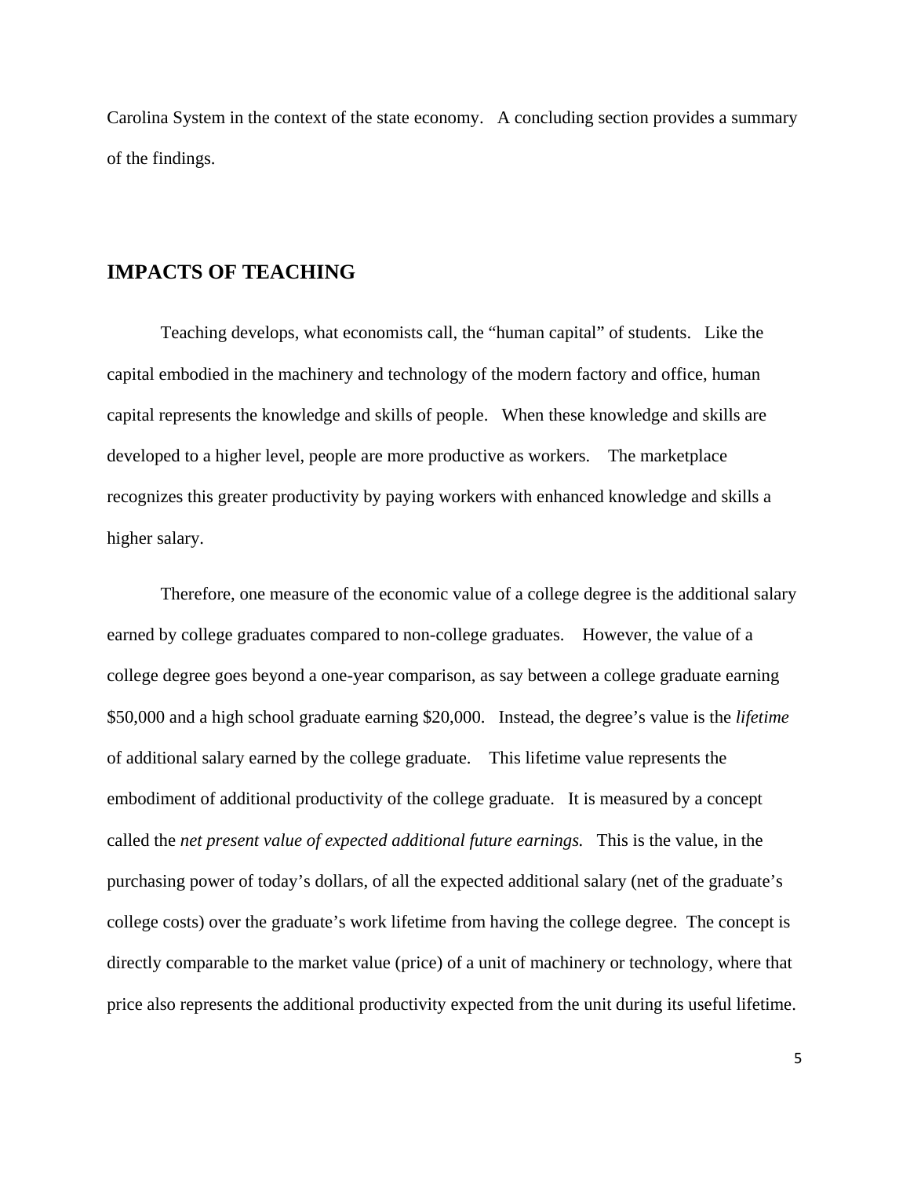Carolina System in the context of the state economy. A concluding section provides a summary of the findings.

## IMPACTS OF TEACHING

Teaching develops, what economists call, the "human capital" of students. Like the capital embodied in the machinery and technology of the modern factory and office, human capital represents the knowledge and skills of people. When these knowledge and skills are developed to a higher level, people are more productive as workers. The marketplace recognizes this greater productivity by paying workers with enhanced knowledge and skills a higher salary.

Therefore, one measure of the economic value of a college degree is the additional salary earned by college graduates compared to non-college graduates. However, the value of a college degree goes beyond a one-year comparison, as say between a college graduate earning $50,000 and a high school graduate earning $20,000. Instead, the degree's value is the *lifetime* of additional salary earned by the college graduate. This lifetime value represents the embodiment of additional productivity of the college graduate. It is measured by a concept called the *net present value of expected additional future earnings.* This is the value, in the purchasing power of today's dollars, of all the expected additional salary (net of the graduate's college costs) over the graduate's work lifetime from having the college degree. The concept is directly comparable to the market value (price) of a unit of machinery or technology, where that price also represents the additional productivity expected from the unit during its useful lifetime.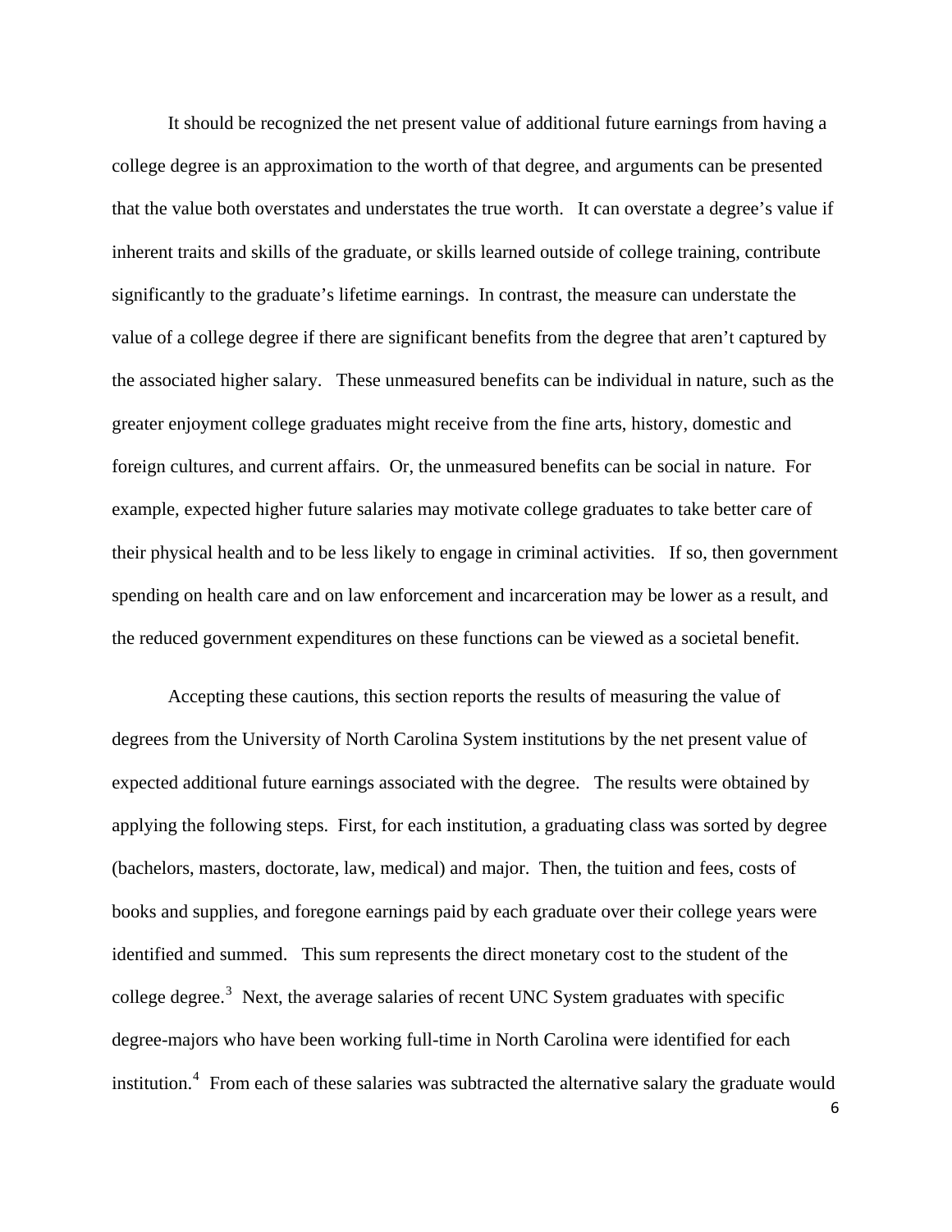It should be recognized the net present value of additional future earnings from having a college degree is an approximation to the worth of that degree, and arguments can be presented that the value both overstates and understates the true worth. It can overstate a degree's value if inherent traits and skills of the graduate, or skills learned outside of college training, contribute significantly to the graduate's lifetime earnings. In contrast, the measure can understate the value of a college degree if there are significant benefits from the degree that aren't captured by the associated higher salary. These unmeasured benefits can be individual in nature, such as the greater enjoyment college graduates might receive from the fine arts, history, domestic and foreign cultures, and current affairs. Or, the unmeasured benefits can be social in nature. For example, expected higher future salaries may motivate college graduates to take better care of their physical health and to be less likely to engage in criminal activities. If so, then government spending on health care and on law enforcement and incarceration may be lower as a result, and the reduced government expenditures on these functions can be viewed as a societal benefit.

Accepting these cautions, this section reports the results of measuring the value of degrees from the University of North Carolina System institutions by the net present value of expected additional future earnings associated with the degree. The results were obtained by applying the following steps. First, for each institution, a graduating class was sorted by degree (bachelors, masters, doctorate, law, medical) and major. Then, the tuition and fees, costs of books and supplies, and foregone earnings paid by each graduate over their college years were identified and summed. This sum represents the direct monetary cost to the student of the college degree.[3] Next, the average salaries of recent UNC System graduates with specific degree-majors who have been working full-time in North Carolina were identified for each institution.[4] From each of these salaries was subtracted the alternative salary the graduate would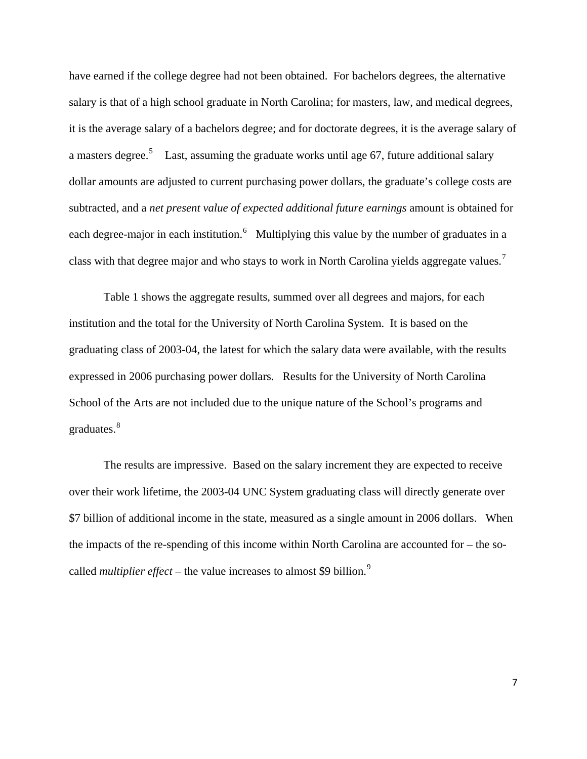have earned if the college degree had not been obtained. For bachelors degrees, the alternative salary is that of a high school graduate in North Carolina; for masters, law, and medical degrees, it is the average salary of a bachelors degree; and for doctorate degrees, it is the average salary of a masters degree.[5] Last, assuming the graduate works until age 67, future additional salary dollar amounts are adjusted to current purchasing power dollars, the graduate's college costs are subtracted, and a *net present value of expected additional future earnings* amount is obtained for each degree-major in each institution.[6] Multiplying this value by the number of graduates in a class with that degree major and who stays to work in North Carolina yields aggregate values.[7]

Table 1 shows the aggregate results, summed over all degrees and majors, for each institution and the total for the University of North Carolina System. It is based on the graduating class of 2003-04, the latest for which the salary data were available, with the results expressed in 2006 purchasing power dollars. Results for the University of North Carolina School of the Arts are not included due to the unique nature of the School's programs and graduates.[8]

The results are impressive. Based on the salary increment they are expected to receive over their work lifetime, the 2003-04 UNC System graduating class will directly generate over $7 billion of additional income in the state, measured as a single amount in 2006 dollars. When the impacts of the re-spending of this income within North Carolina are accounted for – the so-called *multiplier effect* – the value increases to almost $9 billion.[9]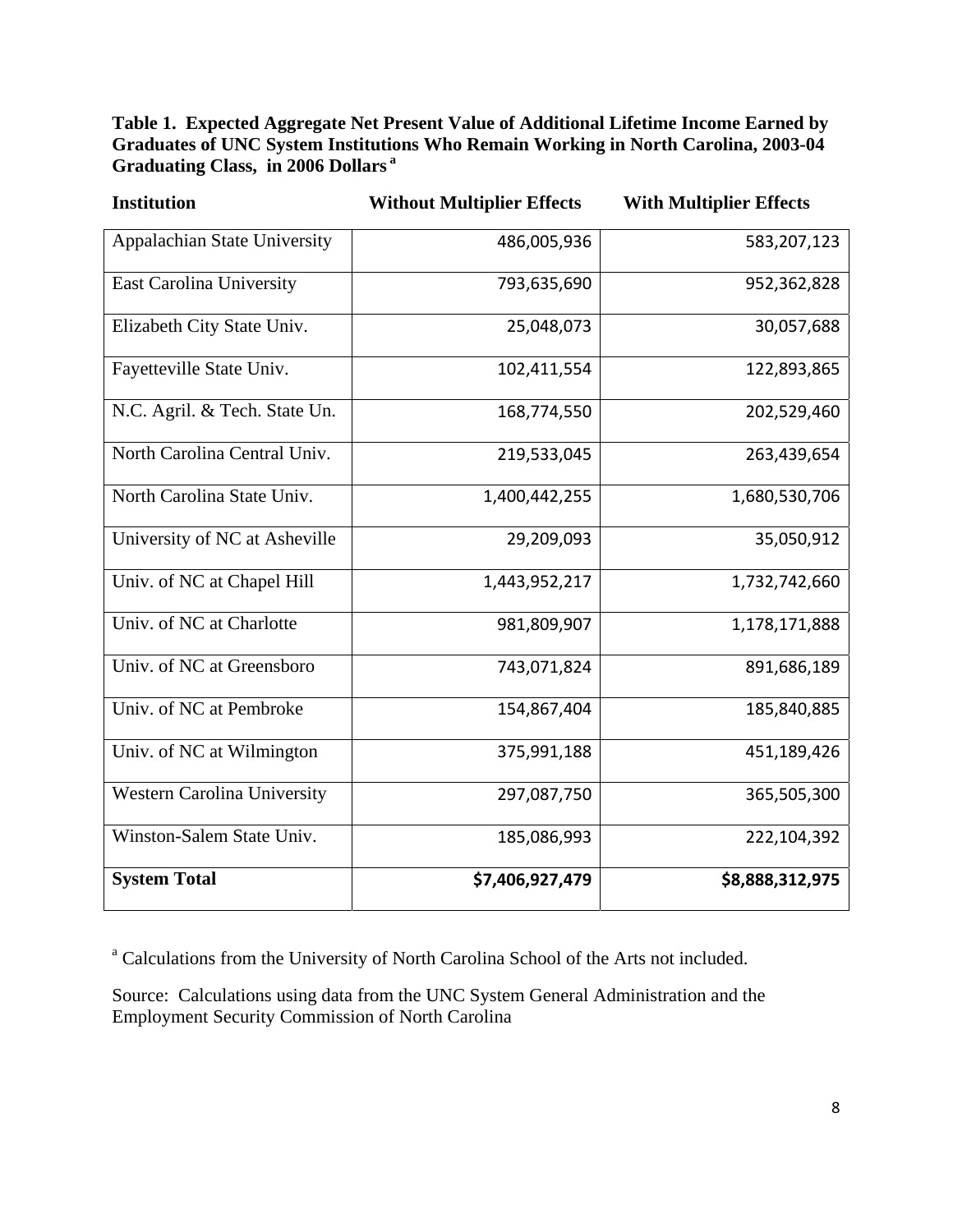**Table 1. Expected Aggregate Net Present Value of Additional Lifetime Income Earned by Graduates of UNC System Institutions Who Remain Working in North Carolina, 2003-04 Graduating Class, in 2006 Dollars [a]**

| Institution | Without Multiplier Effects | With Multiplier Effects |
|---|---|---|
| Appalachian State University | 486,005,936 | 583,207,123 |
| East Carolina University | 793,635,690 | 952,362,828 |
| Elizabeth City State Univ. | 25,048,073 | 30,057,688 |
| Fayetteville State Univ. | 102,411,554 | 122,893,865 |
| N.C. Agril. & Tech. State Un. | 168,774,550 | 202,529,460 |
| North Carolina Central Univ. | 219,533,045 | 263,439,654 |
| North Carolina State Univ. | 1,400,442,255 | 1,680,530,706 |
| University of NC at Asheville | 29,209,093 | 35,050,912 |
| Univ. of NC at Chapel Hill | 1,443,952,217 | 1,732,742,660 |
| Univ. of NC at Charlotte | 981,809,907 | 1,178,171,888 |
| Univ. of NC at Greensboro | 743,071,824 | 891,686,189 |
| Univ. of NC at Pembroke | 154,867,404 | 185,840,885 |
| Univ. of NC at Wilmington | 375,991,188 | 451,189,426 |
| Western Carolina University | 297,087,750 | 365,505,300 |
| Winston-Salem State Univ. | 185,086,993 | 222,104,392 |
| **System Total** | **$7,406,927,479** | **$8,888,312,975** |

[a] Calculations from the University of North Carolina School of the Arts not included.

Source: Calculations using data from the UNC System General Administration and the Employment Security Commission of North Carolina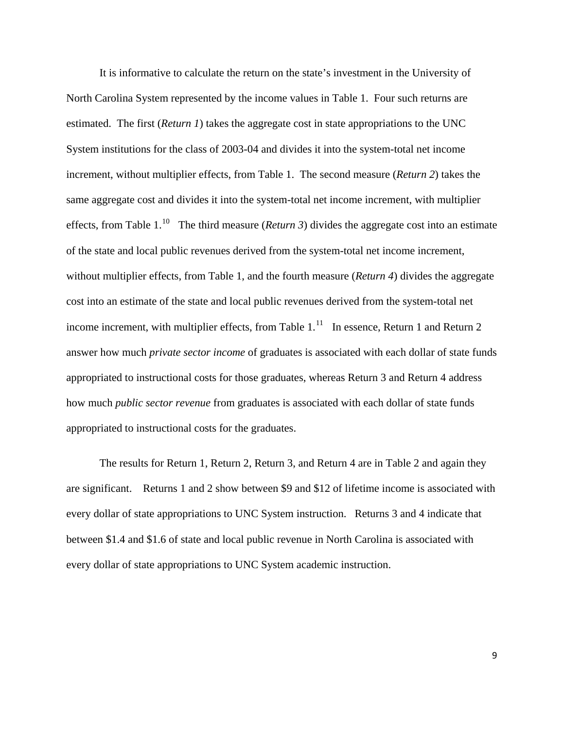It is informative to calculate the return on the state's investment in the University of North Carolina System represented by the income values in Table 1. Four such returns are estimated. The first (*Return 1*) takes the aggregate cost in state appropriations to the UNC System institutions for the class of 2003-04 and divides it into the system-total net income increment, without multiplier effects, from Table 1. The second measure (*Return 2*) takes the same aggregate cost and divides it into the system-total net income increment, with multiplier effects, from Table 1.[10] The third measure (*Return 3*) divides the aggregate cost into an estimate of the state and local public revenues derived from the system-total net income increment, without multiplier effects, from Table 1, and the fourth measure (*Return 4*) divides the aggregate cost into an estimate of the state and local public revenues derived from the system-total net income increment, with multiplier effects, from Table 1.[11] In essence, Return 1 and Return 2 answer how much *private sector income* of graduates is associated with each dollar of state funds appropriated to instructional costs for those graduates, whereas Return 3 and Return 4 address how much *public sector revenue* from graduates is associated with each dollar of state funds appropriated to instructional costs for the graduates.

The results for Return 1, Return 2, Return 3, and Return 4 are in Table 2 and again they are significant. Returns 1 and 2 show between $9 and $12 of lifetime income is associated with every dollar of state appropriations to UNC System instruction. Returns 3 and 4 indicate that between $1.4 and $1.6 of state and local public revenue in North Carolina is associated with every dollar of state appropriations to UNC System academic instruction.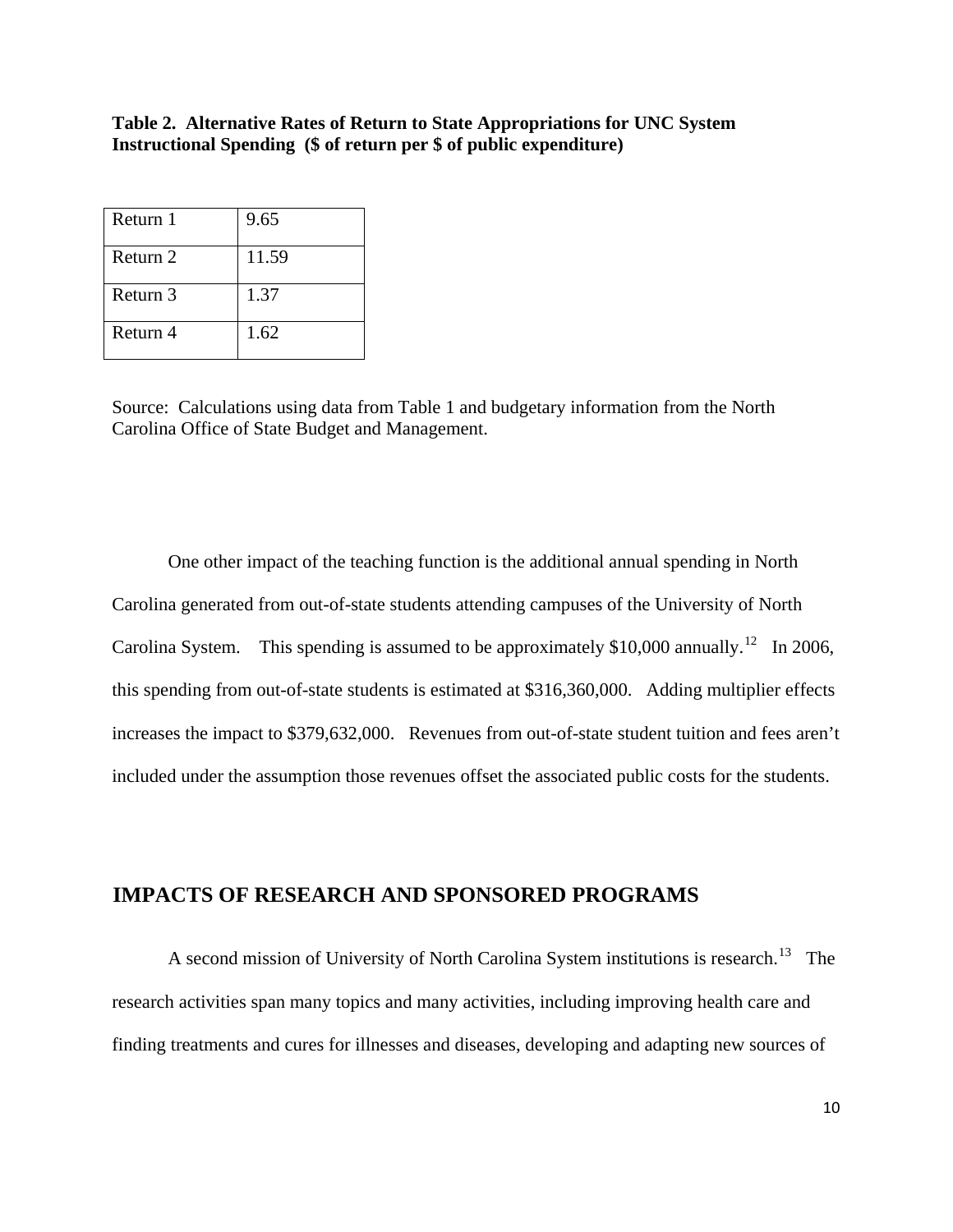**Table 2. Alternative Rates of Return to State Appropriations for UNC System Instructional Spending ($ of return per $ of public expenditure)**

| | |
|---|---|
| Return 1 | 9.65 |
| Return 2 | 11.59 |
| Return 3 | 1.37 |
| Return 4 | 1.62 |

Source: Calculations using data from Table 1 and budgetary information from the North Carolina Office of State Budget and Management.

One other impact of the teaching function is the additional annual spending in North Carolina generated from out-of-state students attending campuses of the University of North Carolina System. This spending is assumed to be approximately $10,000 annually.[12] In 2006, this spending from out-of-state students is estimated at $316,360,000. Adding multiplier effects increases the impact to $379,632,000. Revenues from out-of-state student tuition and fees aren't included under the assumption those revenues offset the associated public costs for the students.

## IMPACTS OF RESEARCH AND SPONSORED PROGRAMS

A second mission of University of North Carolina System institutions is research.[13] The research activities span many topics and many activities, including improving health care and finding treatments and cures for illnesses and diseases, developing and adapting new sources of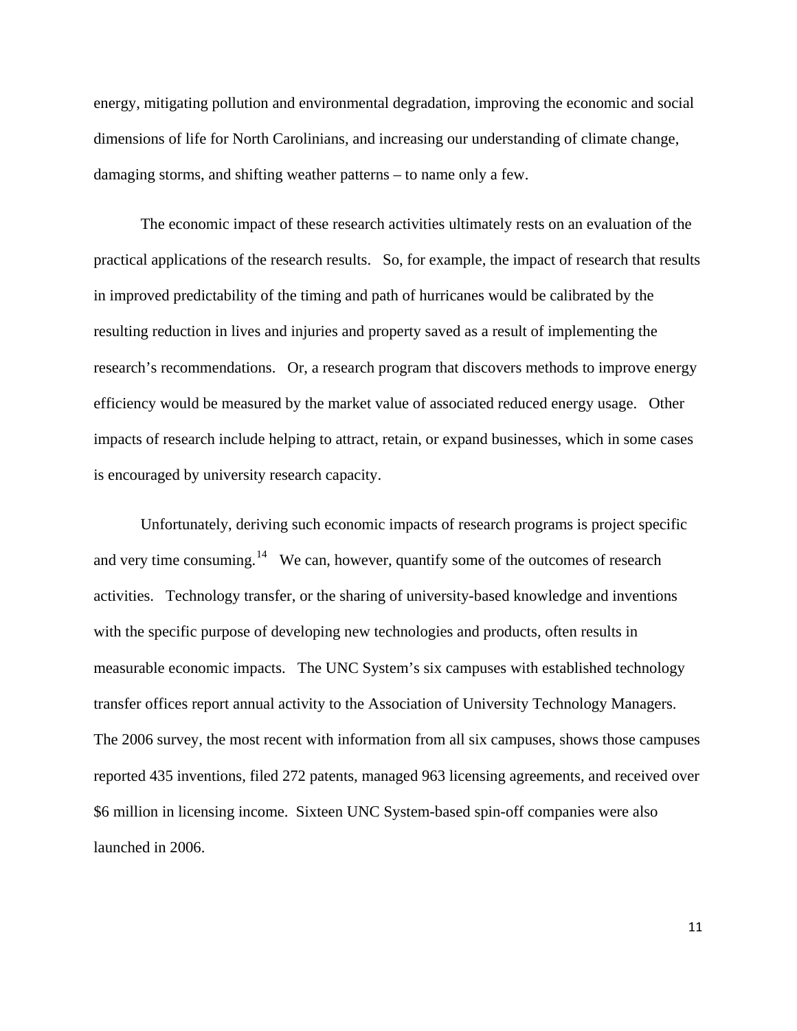energy, mitigating pollution and environmental degradation, improving the economic and social dimensions of life for North Carolinians, and increasing our understanding of climate change, damaging storms, and shifting weather patterns – to name only a few.

The economic impact of these research activities ultimately rests on an evaluation of the practical applications of the research results. So, for example, the impact of research that results in improved predictability of the timing and path of hurricanes would be calibrated by the resulting reduction in lives and injuries and property saved as a result of implementing the research's recommendations. Or, a research program that discovers methods to improve energy efficiency would be measured by the market value of associated reduced energy usage. Other impacts of research include helping to attract, retain, or expand businesses, which in some cases is encouraged by university research capacity.

Unfortunately, deriving such economic impacts of research programs is project specific and very time consuming.[14] We can, however, quantify some of the outcomes of research activities. Technology transfer, or the sharing of university-based knowledge and inventions with the specific purpose of developing new technologies and products, often results in measurable economic impacts. The UNC System's six campuses with established technology transfer offices report annual activity to the Association of University Technology Managers. The 2006 survey, the most recent with information from all six campuses, shows those campuses reported 435 inventions, filed 272 patents, managed 963 licensing agreements, and received over $6 million in licensing income. Sixteen UNC System-based spin-off companies were also launched in 2006.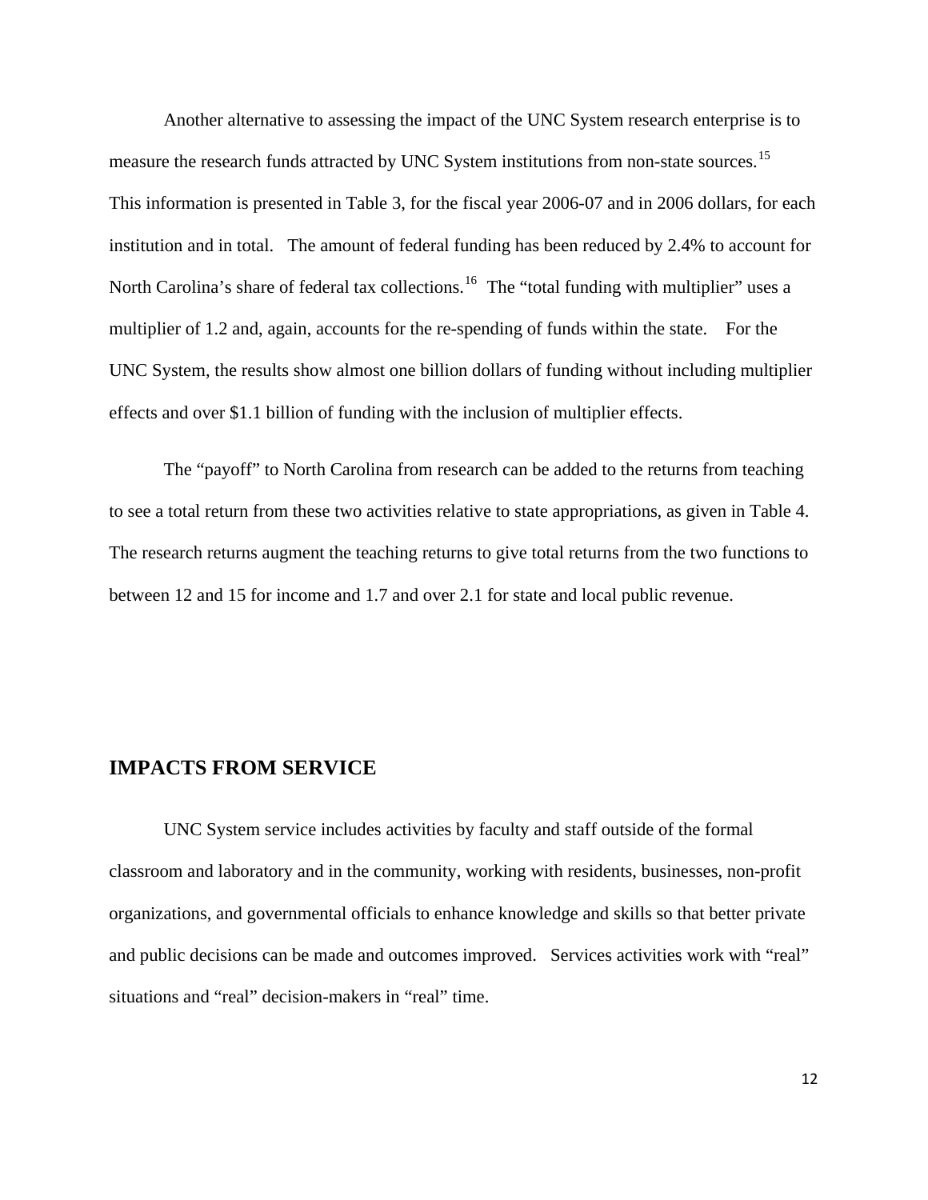Another alternative to assessing the impact of the UNC System research enterprise is to measure the research funds attracted by UNC System institutions from non-state sources.[15] This information is presented in Table 3, for the fiscal year 2006-07 and in 2006 dollars, for each institution and in total. The amount of federal funding has been reduced by 2.4% to account for North Carolina's share of federal tax collections.[16] The "total funding with multiplier" uses a multiplier of 1.2 and, again, accounts for the re-spending of funds within the state. For the UNC System, the results show almost one billion dollars of funding without including multiplier effects and over $1.1 billion of funding with the inclusion of multiplier effects.

The "payoff" to North Carolina from research can be added to the returns from teaching to see a total return from these two activities relative to state appropriations, as given in Table 4. The research returns augment the teaching returns to give total returns from the two functions to between 12 and 15 for income and 1.7 and over 2.1 for state and local public revenue.

## IMPACTS FROM SERVICE

UNC System service includes activities by faculty and staff outside of the formal classroom and laboratory and in the community, working with residents, businesses, non-profit organizations, and governmental officials to enhance knowledge and skills so that better private and public decisions can be made and outcomes improved. Services activities work with "real" situations and "real" decision-makers in "real" time.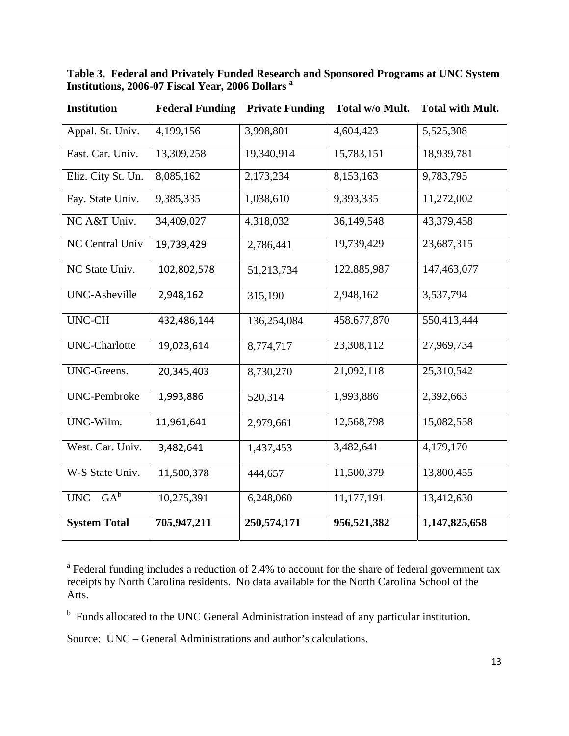**Table 3. Federal and Privately Funded Research and Sponsored Programs at UNC System Institutions, 2006-07 Fiscal Year, 2006 Dollars [a]**

| Institution | Federal Funding | Private Funding | Total w/o Mult. | Total with Mult. |
|---|---|---|---|---|
| Appal. St. Univ. | 4,199,156 | 3,998,801 | 4,604,423 | 5,525,308 |
| East. Car. Univ. | 13,309,258 | 19,340,914 | 15,783,151 | 18,939,781 |
| Eliz. City St. Un. | 8,085,162 | 2,173,234 | 8,153,163 | 9,783,795 |
| Fay. State Univ. | 9,385,335 | 1,038,610 | 9,393,335 | 11,272,002 |
| NC A&T Univ. | 34,409,027 | 4,318,032 | 36,149,548 | 43,379,458 |
| NC Central Univ | 19,739,429 | 2,786,441 | 19,739,429 | 23,687,315 |
| NC State Univ. | 102,802,578 | 51,213,734 | 122,885,987 | 147,463,077 |
| UNC-Asheville | 2,948,162 | 315,190 | 2,948,162 | 3,537,794 |
| UNC-CH | 432,486,144 | 136,254,084 | 458,677,870 | 550,413,444 |
| UNC-Charlotte | 19,023,614 | 8,774,717 | 23,308,112 | 27,969,734 |
| UNC-Greens. | 20,345,403 | 8,730,270 | 21,092,118 | 25,310,542 |
| UNC-Pembroke | 1,993,886 | 520,314 | 1,993,886 | 2,392,663 |
| UNC-Wilm. | 11,961,641 | 2,979,661 | 12,568,798 | 15,082,558 |
| West. Car. Univ. | 3,482,641 | 1,437,453 | 3,482,641 | 4,179,170 |
| W-S State Univ. | 11,500,378 | 444,657 | 11,500,379 | 13,800,455 |
| UNC – GA[b] | 10,275,391 | 6,248,060 | 11,177,191 | 13,412,630 |
| **System Total** | **705,947,211** | **250,574,171** | **956,521,382** | **1,147,825,658** |

[a] Federal funding includes a reduction of 2.4% to account for the share of federal government tax receipts by North Carolina residents. No data available for the North Carolina School of the Arts.

[b] Funds allocated to the UNC General Administration instead of any particular institution.

Source: UNC – General Administrations and author's calculations.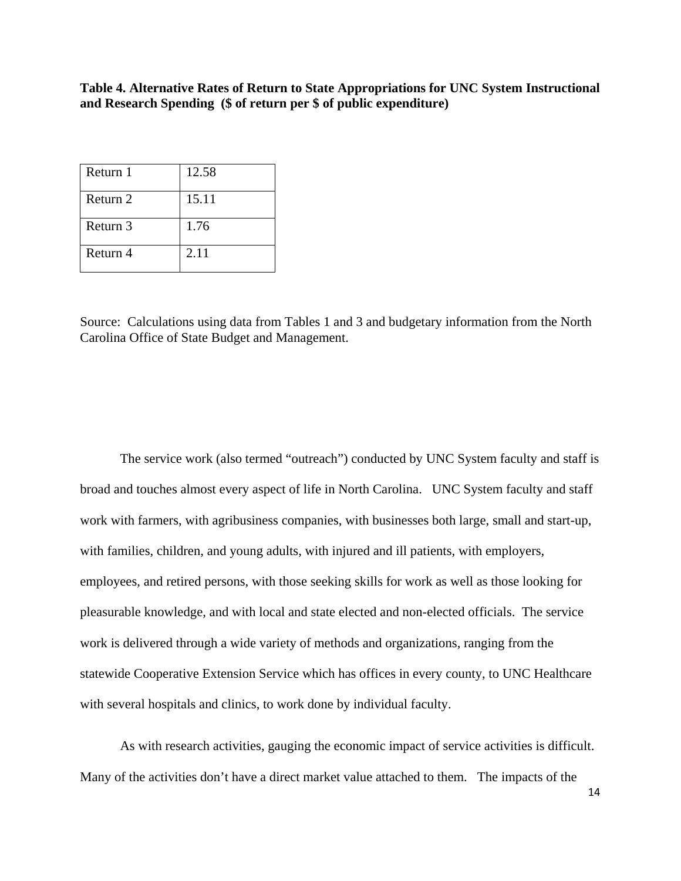**Table 4. Alternative Rates of Return to State Appropriations for UNC System Instructional and Research Spending ($ of return per $ of public expenditure)**

| | |
|---|---|
| Return 1 | 12.58 |
| Return 2 | 15.11 |
| Return 3 | 1.76 |
| Return 4 | 2.11 |

Source: Calculations using data from Tables 1 and 3 and budgetary information from the North Carolina Office of State Budget and Management.

The service work (also termed "outreach") conducted by UNC System faculty and staff is broad and touches almost every aspect of life in North Carolina. UNC System faculty and staff work with farmers, with agribusiness companies, with businesses both large, small and start-up, with families, children, and young adults, with injured and ill patients, with employers, employees, and retired persons, with those seeking skills for work as well as those looking for pleasurable knowledge, and with local and state elected and non-elected officials. The service work is delivered through a wide variety of methods and organizations, ranging from the statewide Cooperative Extension Service which has offices in every county, to UNC Healthcare with several hospitals and clinics, to work done by individual faculty.

As with research activities, gauging the economic impact of service activities is difficult. Many of the activities don't have a direct market value attached to them. The impacts of the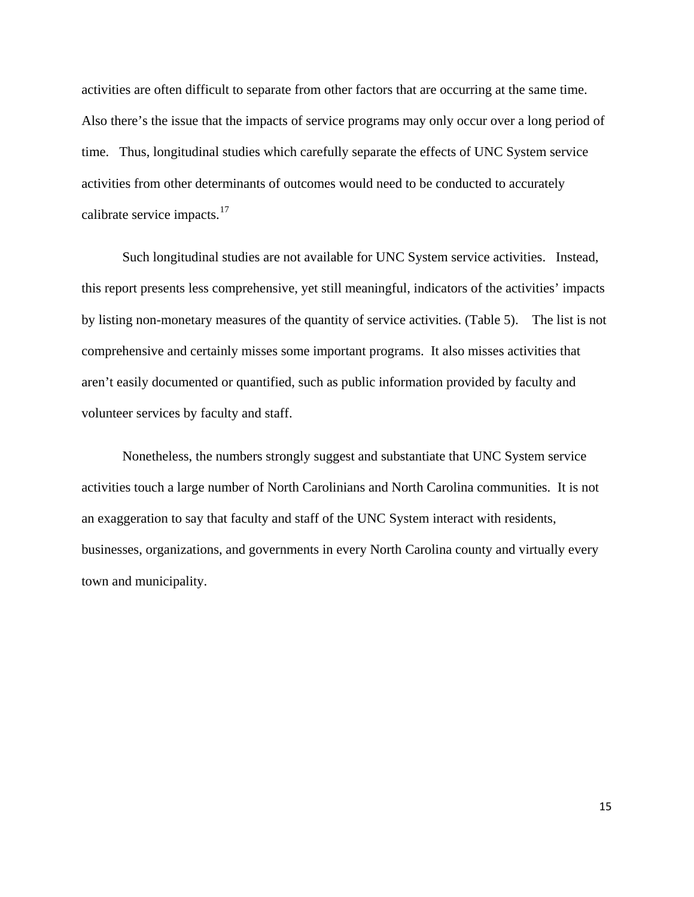activities are often difficult to separate from other factors that are occurring at the same time. Also there's the issue that the impacts of service programs may only occur over a long period of time. Thus, longitudinal studies which carefully separate the effects of UNC System service activities from other determinants of outcomes would need to be conducted to accurately calibrate service impacts.[17]

Such longitudinal studies are not available for UNC System service activities. Instead, this report presents less comprehensive, yet still meaningful, indicators of the activities' impacts by listing non-monetary measures of the quantity of service activities. (Table 5). The list is not comprehensive and certainly misses some important programs. It also misses activities that aren't easily documented or quantified, such as public information provided by faculty and volunteer services by faculty and staff.

Nonetheless, the numbers strongly suggest and substantiate that UNC System service activities touch a large number of North Carolinians and North Carolina communities. It is not an exaggeration to say that faculty and staff of the UNC System interact with residents, businesses, organizations, and governments in every North Carolina county and virtually every town and municipality.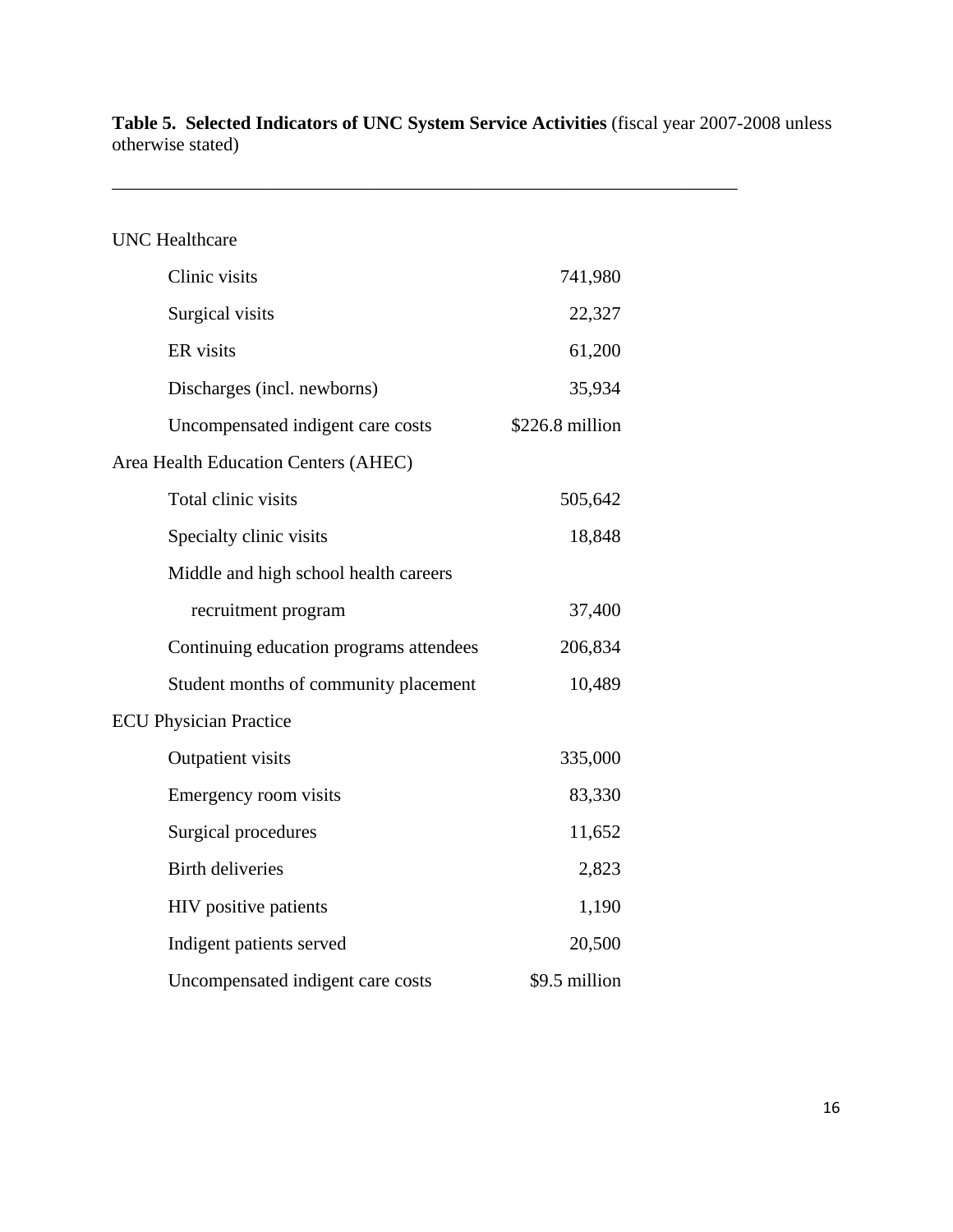**Table 5. Selected Indicators of UNC System Service Activities** (fiscal year 2007-2008 unless otherwise stated)

| | |
|---|---|
| **UNC Healthcare** | |
| Clinic visits | 741,980 |
| Surgical visits | 22,327 |
| ER visits | 61,200 |
| Discharges (incl. newborns) | 35,934 |
| Uncompensated indigent care costs | $226.8 million |
| **Area Health Education Centers (AHEC)** | |
| Total clinic visits | 505,642 |
| Specialty clinic visits | 18,848 |
| Middle and high school health careers recruitment program | 37,400 |
| Continuing education programs attendees | 206,834 |
| Student months of community placement | 10,489 |
| **ECU Physician Practice** | |
| Outpatient visits | 335,000 |
| Emergency room visits | 83,330 |
| Surgical procedures | 11,652 |
| Birth deliveries | 2,823 |
| HIV positive patients | 1,190 |
| Indigent patients served | 20,500 |
| Uncompensated indigent care costs | $9.5 million |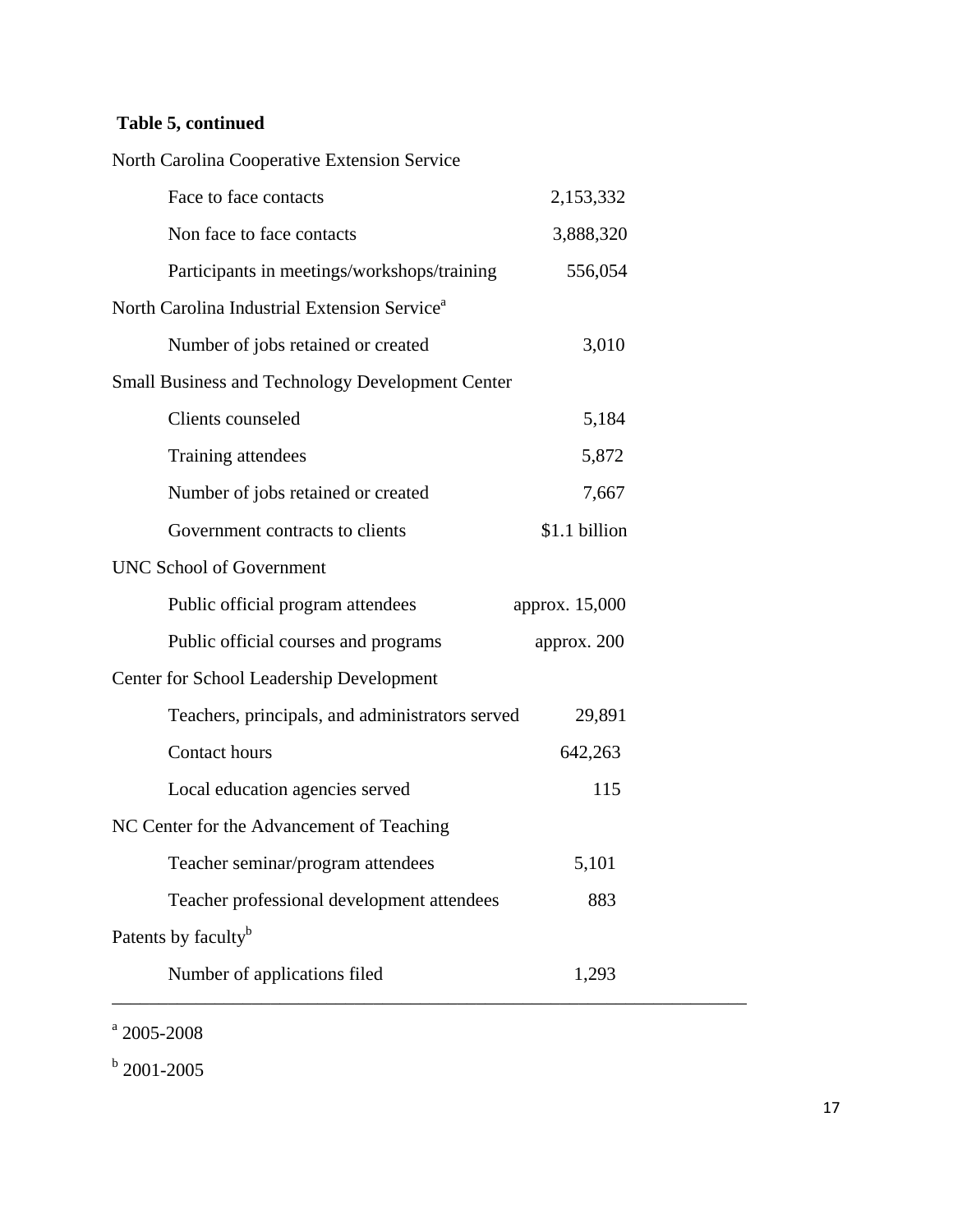**Table 5, continued**

| | |
|---|---|
| North Carolina Cooperative Extension Service | |
| Face to face contacts | 2,153,332 |
| Non face to face contacts | 3,888,320 |
| Participants in meetings/workshops/training | 556,054 |
| North Carolina Industrial Extension Service[a] | |
| Number of jobs retained or created | 3,010 |
| Small Business and Technology Development Center | |
| Clients counseled | 5,184 |
| Training attendees | 5,872 |
| Number of jobs retained or created | 7,667 |
| Government contracts to clients | $1.1 billion |
| UNC School of Government | |
| Public official program attendees | approx. 15,000 |
| Public official courses and programs | approx. 200 |
| Center for School Leadership Development | |
| Teachers, principals, and administrators served | 29,891 |
| Contact hours | 642,263 |
| Local education agencies served | 115 |
| NC Center for the Advancement of Teaching | |
| Teacher seminar/program attendees | 5,101 |
| Teacher professional development attendees | 883 |
| Patents by faculty[b] | |
| Number of applications filed | 1,293 |

[a] 2005-2008

[b] 2001-2005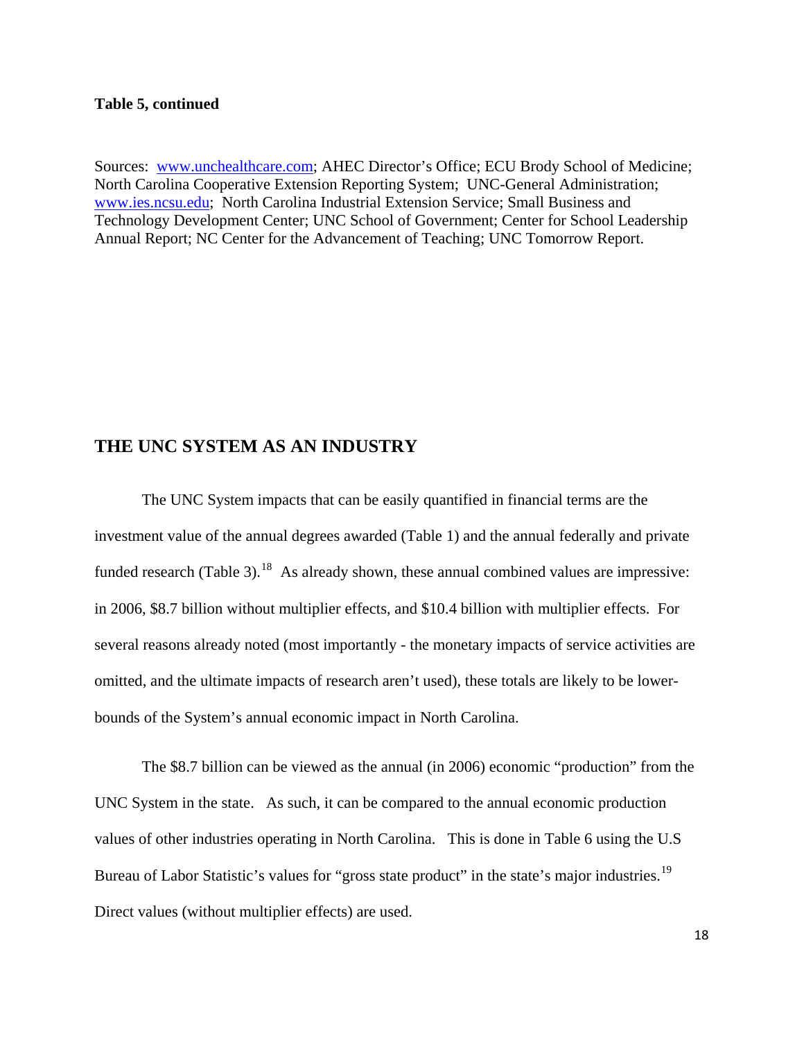**Table 5, continued**

Sources: www.unchealthcare.com; AHEC Director's Office; ECU Brody School of Medicine; North Carolina Cooperative Extension Reporting System; UNC-General Administration; www.ies.ncsu.edu; North Carolina Industrial Extension Service; Small Business and Technology Development Center; UNC School of Government; Center for School Leadership Annual Report; NC Center for the Advancement of Teaching; UNC Tomorrow Report.

## THE UNC SYSTEM AS AN INDUSTRY

The UNC System impacts that can be easily quantified in financial terms are the investment value of the annual degrees awarded (Table 1) and the annual federally and private funded research (Table 3).[18] As already shown, these annual combined values are impressive: in 2006, $8.7 billion without multiplier effects, and $10.4 billion with multiplier effects. For several reasons already noted (most importantly - the monetary impacts of service activities are omitted, and the ultimate impacts of research aren't used), these totals are likely to be lower-bounds of the System's annual economic impact in North Carolina.

The $8.7 billion can be viewed as the annual (in 2006) economic "production" from the UNC System in the state. As such, it can be compared to the annual economic production values of other industries operating in North Carolina. This is done in Table 6 using the U.S Bureau of Labor Statistic's values for "gross state product" in the state's major industries.[19] Direct values (without multiplier effects) are used.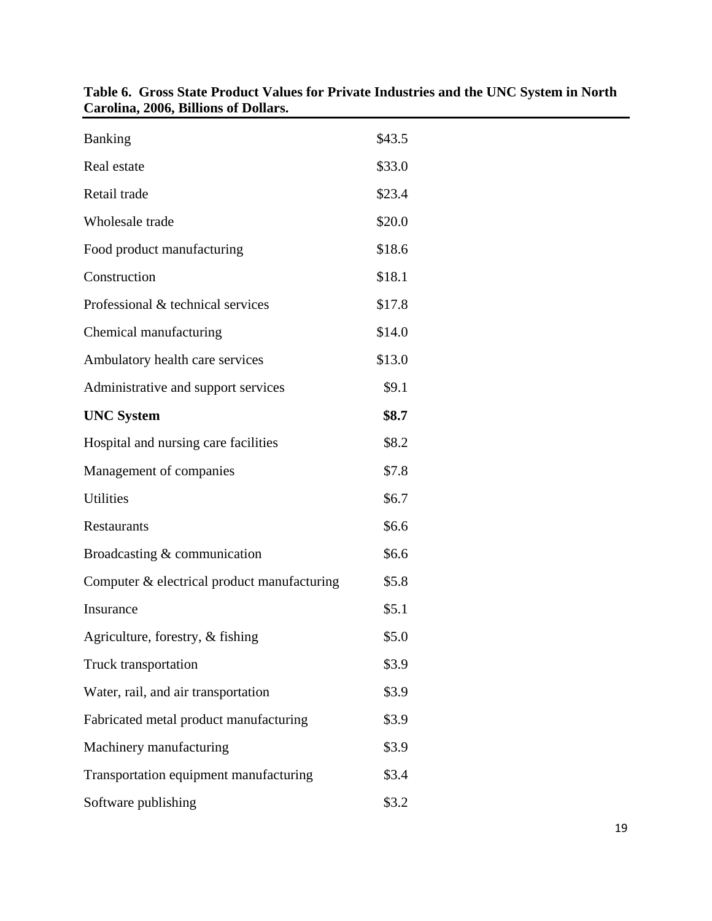**Table 6. Gross State Product Values for Private Industries and the UNC System in North Carolina, 2006, Billions of Dollars.**

| | |
|---|---|
| Banking | \$43.5 |
| Real estate | \$33.0 |
| Retail trade | \$23.4 |
| Wholesale trade | \$20.0 |
| Food product manufacturing | \$18.6 |
| Construction | \$18.1 |
| Professional & technical services | \$17.8 |
| Chemical manufacturing | \$14.0 |
| Ambulatory health care services | \$13.0 |
| Administrative and support services | \$9.1 |
| **UNC System** | **\$8.7** |
| Hospital and nursing care facilities | \$8.2 |
| Management of companies | \$7.8 |
| Utilities | \$6.7 |
| Restaurants | \$6.6 |
| Broadcasting & communication | \$6.6 |
| Computer & electrical product manufacturing | \$5.8 |
| Insurance | \$5.1 |
| Agriculture, forestry, & fishing | \$5.0 |
| Truck transportation | \$3.9 |
| Water, rail, and air transportation | \$3.9 |
| Fabricated metal product manufacturing | \$3.9 |
| Machinery manufacturing | \$3.9 |
| Transportation equipment manufacturing | \$3.4 |
| Software publishing | \$3.2 |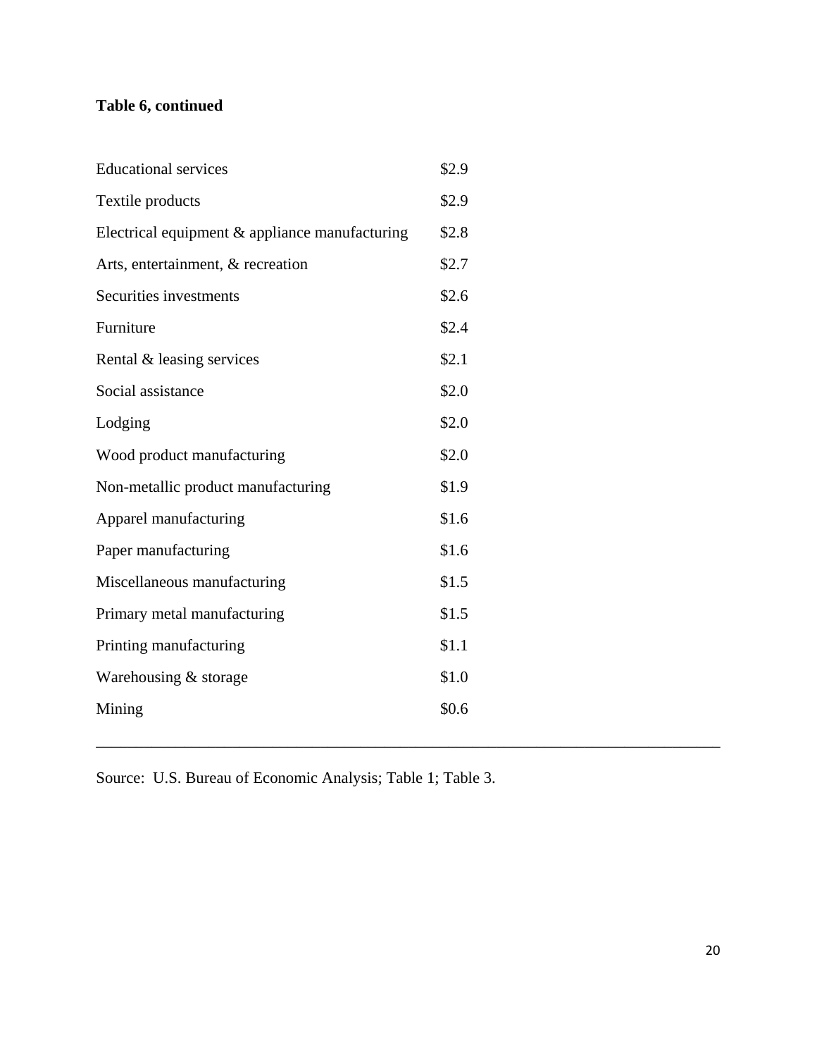**Table 6, continued**

| | |
|---|---|
| Educational services | $2.9 |
| Textile products | $2.9 |
| Electrical equipment & appliance manufacturing | $2.8 |
| Arts, entertainment, & recreation | $2.7 |
| Securities investments | $2.6 |
| Furniture | $2.4 |
| Rental & leasing services | $2.1 |
| Social assistance | $2.0 |
| Lodging | $2.0 |
| Wood product manufacturing | $2.0 |
| Non-metallic product manufacturing | $1.9 |
| Apparel manufacturing | $1.6 |
| Paper manufacturing | $1.6 |
| Miscellaneous manufacturing | $1.5 |
| Primary metal manufacturing | $1.5 |
| Printing manufacturing | $1.1 |
| Warehousing & storage | $1.0 |
| Mining | $0.6 |

Source: U.S. Bureau of Economic Analysis; Table 1; Table 3.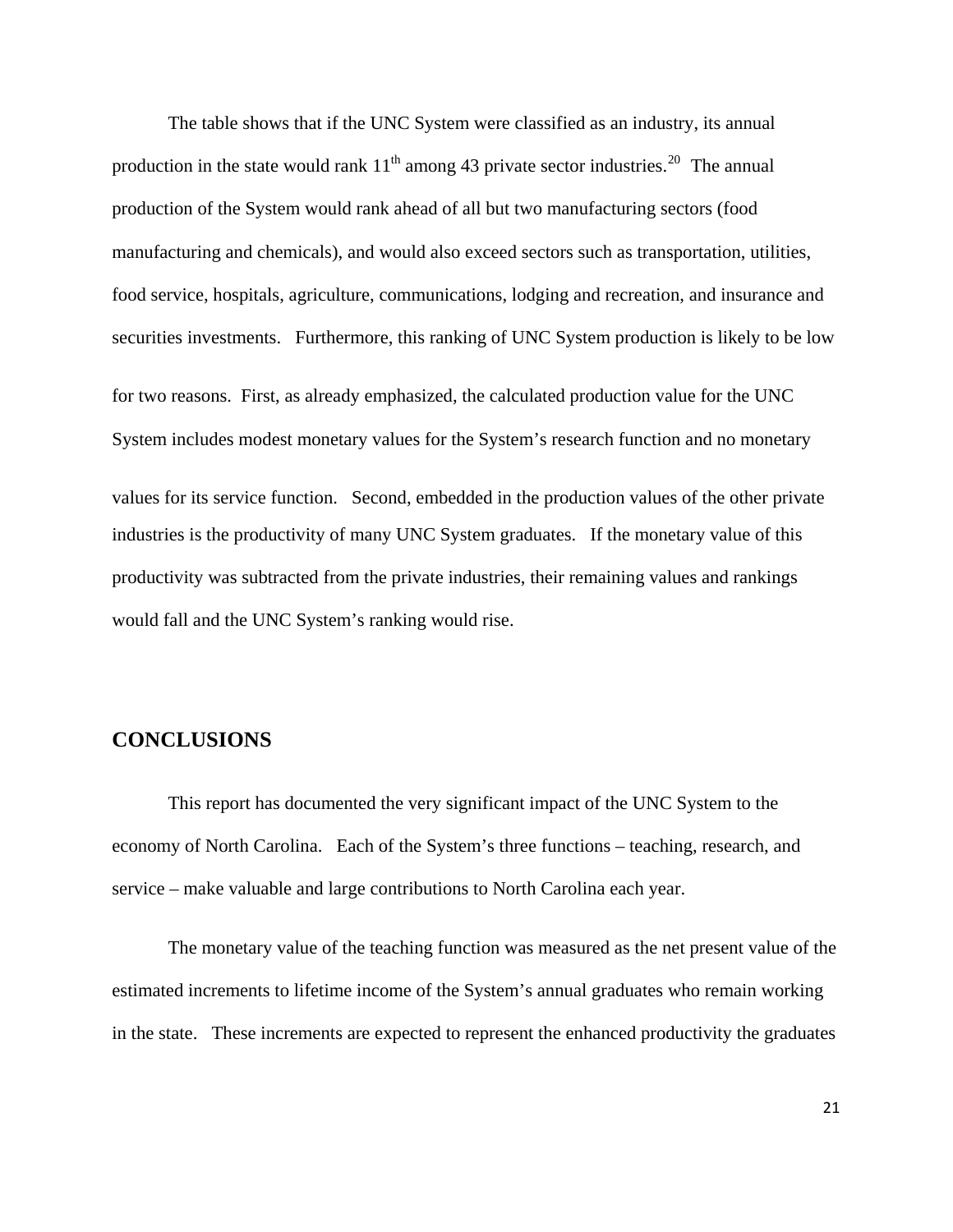The table shows that if the UNC System were classified as an industry, its annual production in the state would rank 11th among 43 private sector industries.[20] The annual production of the System would rank ahead of all but two manufacturing sectors (food manufacturing and chemicals), and would also exceed sectors such as transportation, utilities, food service, hospitals, agriculture, communications, lodging and recreation, and insurance and securities investments. Furthermore, this ranking of UNC System production is likely to be low for two reasons. First, as already emphasized, the calculated production value for the UNC System includes modest monetary values for the System's research function and no monetary values for its service function. Second, embedded in the production values of the other private industries is the productivity of many UNC System graduates. If the monetary value of this productivity was subtracted from the private industries, their remaining values and rankings would fall and the UNC System's ranking would rise.

## CONCLUSIONS

This report has documented the very significant impact of the UNC System to the economy of North Carolina. Each of the System's three functions – teaching, research, and service – make valuable and large contributions to North Carolina each year.

The monetary value of the teaching function was measured as the net present value of the estimated increments to lifetime income of the System's annual graduates who remain working in the state. These increments are expected to represent the enhanced productivity the graduates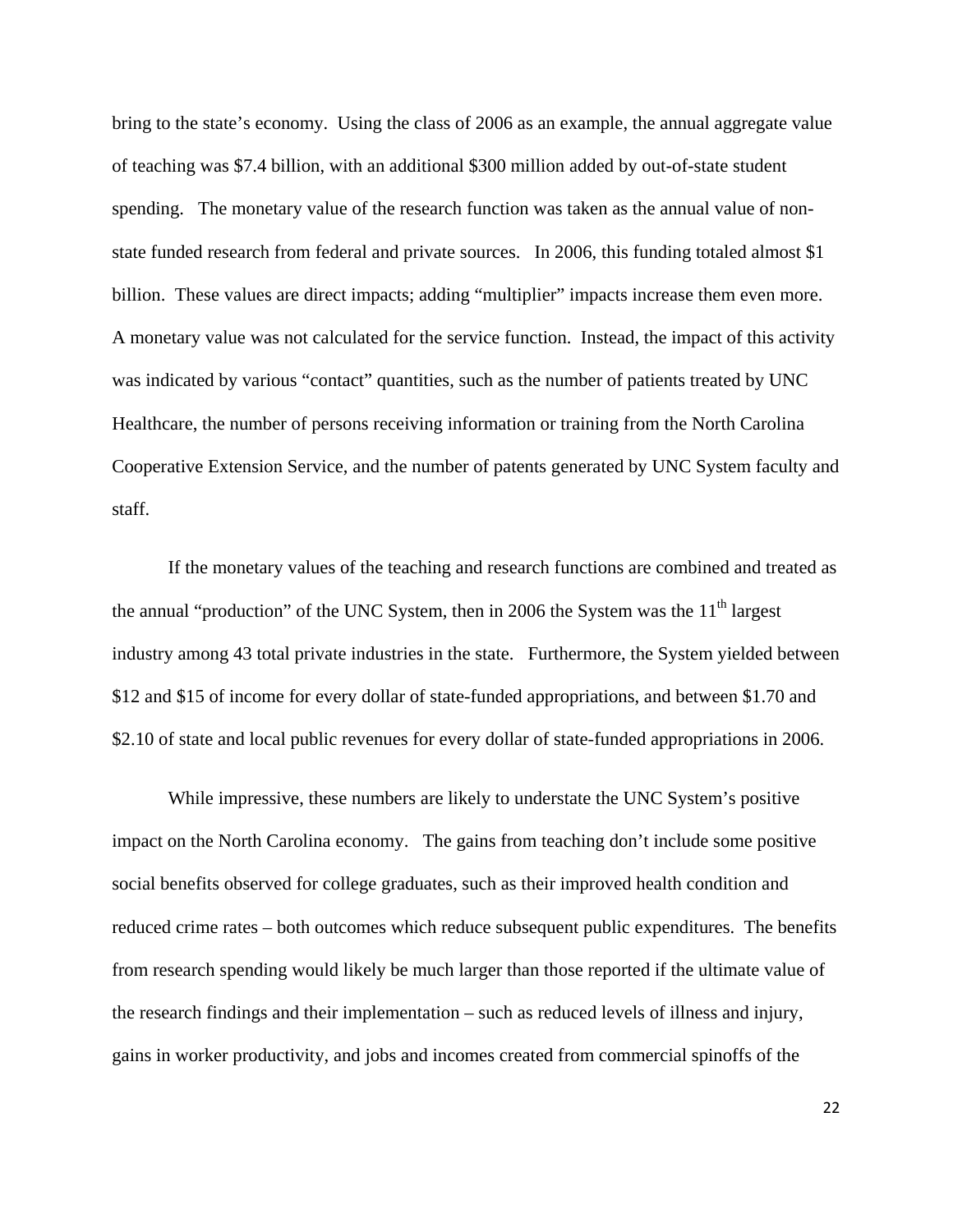bring to the state's economy. Using the class of 2006 as an example, the annual aggregate value of teaching was $7.4 billion, with an additional $300 million added by out-of-state student spending. The monetary value of the research function was taken as the annual value of non-state funded research from federal and private sources. In 2006, this funding totaled almost $1 billion. These values are direct impacts; adding "multiplier" impacts increase them even more. A monetary value was not calculated for the service function. Instead, the impact of this activity was indicated by various "contact" quantities, such as the number of patients treated by UNC Healthcare, the number of persons receiving information or training from the North Carolina Cooperative Extension Service, and the number of patents generated by UNC System faculty and staff.

If the monetary values of the teaching and research functions are combined and treated as the annual "production" of the UNC System, then in 2006 the System was the 11th largest industry among 43 total private industries in the state. Furthermore, the System yielded between $12 and $15 of income for every dollar of state-funded appropriations, and between $1.70 and $2.10 of state and local public revenues for every dollar of state-funded appropriations in 2006.

While impressive, these numbers are likely to understate the UNC System's positive impact on the North Carolina economy. The gains from teaching don't include some positive social benefits observed for college graduates, such as their improved health condition and reduced crime rates – both outcomes which reduce subsequent public expenditures. The benefits from research spending would likely be much larger than those reported if the ultimate value of the research findings and their implementation – such as reduced levels of illness and injury, gains in worker productivity, and jobs and incomes created from commercial spinoffs of the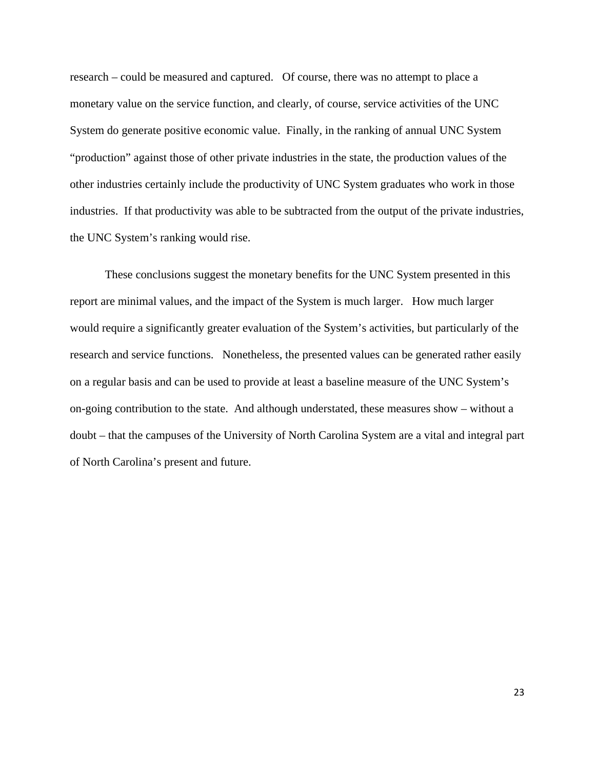research – could be measured and captured. Of course, there was no attempt to place a monetary value on the service function, and clearly, of course, service activities of the UNC System do generate positive economic value. Finally, in the ranking of annual UNC System "production" against those of other private industries in the state, the production values of the other industries certainly include the productivity of UNC System graduates who work in those industries. If that productivity was able to be subtracted from the output of the private industries, the UNC System's ranking would rise.

These conclusions suggest the monetary benefits for the UNC System presented in this report are minimal values, and the impact of the System is much larger. How much larger would require a significantly greater evaluation of the System's activities, but particularly of the research and service functions. Nonetheless, the presented values can be generated rather easily on a regular basis and can be used to provide at least a baseline measure of the UNC System's on-going contribution to the state. And although understated, these measures show – without a doubt – that the campuses of the University of North Carolina System are a vital and integral part of North Carolina's present and future.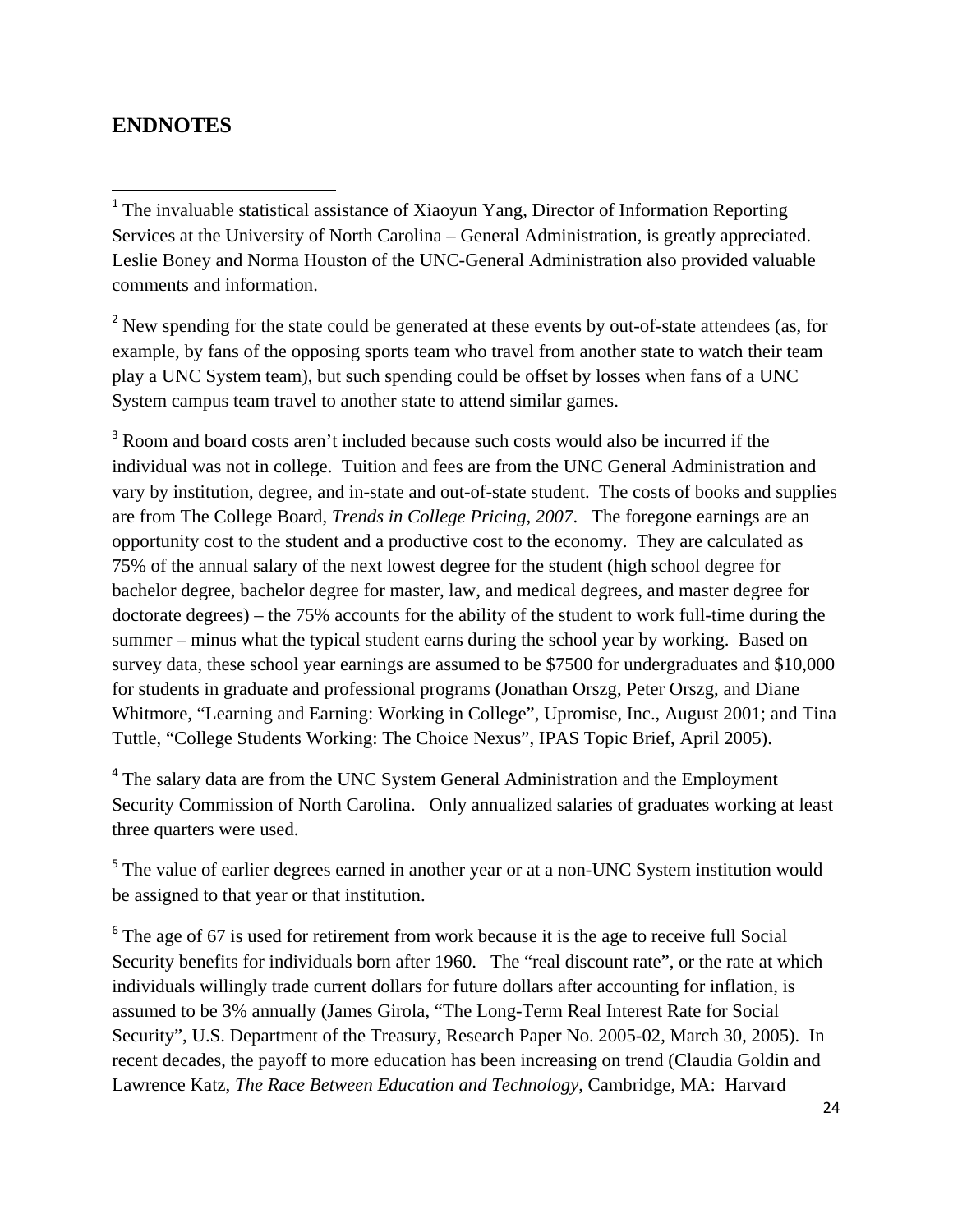## ENDNOTES

[1] The invaluable statistical assistance of Xiaoyun Yang, Director of Information Reporting Services at the University of North Carolina – General Administration, is greatly appreciated. Leslie Boney and Norma Houston of the UNC-General Administration also provided valuable comments and information.

[2] New spending for the state could be generated at these events by out-of-state attendees (as, for example, by fans of the opposing sports team who travel from another state to watch their team play a UNC System team), but such spending could be offset by losses when fans of a UNC System campus team travel to another state to attend similar games.

[3] Room and board costs aren't included because such costs would also be incurred if the individual was not in college. Tuition and fees are from the UNC General Administration and vary by institution, degree, and in-state and out-of-state student. The costs of books and supplies are from The College Board, *Trends in College Pricing, 2007*. The foregone earnings are an opportunity cost to the student and a productive cost to the economy. They are calculated as 75% of the annual salary of the next lowest degree for the student (high school degree for bachelor degree, bachelor degree for master, law, and medical degrees, and master degree for doctorate degrees) – the 75% accounts for the ability of the student to work full-time during the summer – minus what the typical student earns during the school year by working. Based on survey data, these school year earnings are assumed to be $7500 for undergraduates and $10,000 for students in graduate and professional programs (Jonathan Orszg, Peter Orszg, and Diane Whitmore, "Learning and Earning: Working in College", Upromise, Inc., August 2001; and Tina Tuttle, "College Students Working: The Choice Nexus", IPAS Topic Brief, April 2005).

[4] The salary data are from the UNC System General Administration and the Employment Security Commission of North Carolina. Only annualized salaries of graduates working at least three quarters were used.

[5] The value of earlier degrees earned in another year or at a non-UNC System institution would be assigned to that year or that institution.

[6] The age of 67 is used for retirement from work because it is the age to receive full Social Security benefits for individuals born after 1960. The "real discount rate", or the rate at which individuals willingly trade current dollars for future dollars after accounting for inflation, is assumed to be 3% annually (James Girola, "The Long-Term Real Interest Rate for Social Security", U.S. Department of the Treasury, Research Paper No. 2005-02, March 30, 2005). In recent decades, the payoff to more education has been increasing on trend (Claudia Goldin and Lawrence Katz, *The Race Between Education and Technology*, Cambridge, MA: Harvard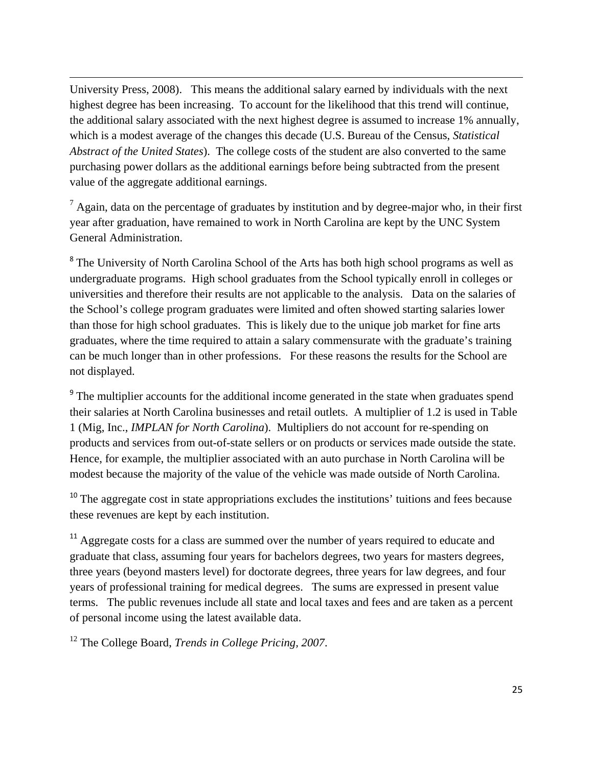University Press, 2008). This means the additional salary earned by individuals with the next highest degree has been increasing. To account for the likelihood that this trend will continue, the additional salary associated with the next highest degree is assumed to increase 1% annually, which is a modest average of the changes this decade (U.S. Bureau of the Census, *Statistical Abstract of the United States*). The college costs of the student are also converted to the same purchasing power dollars as the additional earnings before being subtracted from the present value of the aggregate additional earnings.

[7] Again, data on the percentage of graduates by institution and by degree-major who, in their first year after graduation, have remained to work in North Carolina are kept by the UNC System General Administration.

[8] The University of North Carolina School of the Arts has both high school programs as well as undergraduate programs. High school graduates from the School typically enroll in colleges or universities and therefore their results are not applicable to the analysis. Data on the salaries of the School's college program graduates were limited and often showed starting salaries lower than those for high school graduates. This is likely due to the unique job market for fine arts graduates, where the time required to attain a salary commensurate with the graduate's training can be much longer than in other professions. For these reasons the results for the School are not displayed.

[9] The multiplier accounts for the additional income generated in the state when graduates spend their salaries at North Carolina businesses and retail outlets. A multiplier of 1.2 is used in Table 1 (Mig, Inc., *IMPLAN for North Carolina*). Multipliers do not account for re-spending on products and services from out-of-state sellers or on products or services made outside the state. Hence, for example, the multiplier associated with an auto purchase in North Carolina will be modest because the majority of the value of the vehicle was made outside of North Carolina.

[10] The aggregate cost in state appropriations excludes the institutions' tuitions and fees because these revenues are kept by each institution.

[11] Aggregate costs for a class are summed over the number of years required to educate and graduate that class, assuming four years for bachelors degrees, two years for masters degrees, three years (beyond masters level) for doctorate degrees, three years for law degrees, and four years of professional training for medical degrees. The sums are expressed in present value terms. The public revenues include all state and local taxes and fees and are taken as a percent of personal income using the latest available data.

[12] The College Board, *Trends in College Pricing, 2007*.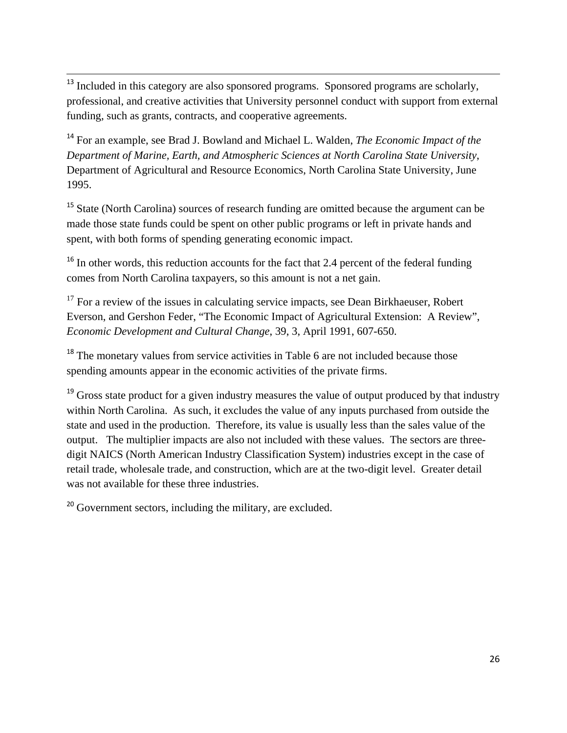[13] Included in this category are also sponsored programs. Sponsored programs are scholarly, professional, and creative activities that University personnel conduct with support from external funding, such as grants, contracts, and cooperative agreements.

[14] For an example, see Brad J. Bowland and Michael L. Walden, *The Economic Impact of the Department of Marine, Earth, and Atmospheric Sciences at North Carolina State University*, Department of Agricultural and Resource Economics, North Carolina State University, June 1995.

[15] State (North Carolina) sources of research funding are omitted because the argument can be made those state funds could be spent on other public programs or left in private hands and spent, with both forms of spending generating economic impact.

[16] In other words, this reduction accounts for the fact that 2.4 percent of the federal funding comes from North Carolina taxpayers, so this amount is not a net gain.

[17] For a review of the issues in calculating service impacts, see Dean Birkhaeuser, Robert Everson, and Gershon Feder, "The Economic Impact of Agricultural Extension: A Review", *Economic Development and Cultural Change*, 39, 3, April 1991, 607-650.

[18] The monetary values from service activities in Table 6 are not included because those spending amounts appear in the economic activities of the private firms.

[19] Gross state product for a given industry measures the value of output produced by that industry within North Carolina. As such, it excludes the value of any inputs purchased from outside the state and used in the production. Therefore, its value is usually less than the sales value of the output. The multiplier impacts are also not included with these values. The sectors are three-digit NAICS (North American Industry Classification System) industries except in the case of retail trade, wholesale trade, and construction, which are at the two-digit level. Greater detail was not available for these three industries.

[20] Government sectors, including the military, are excluded.